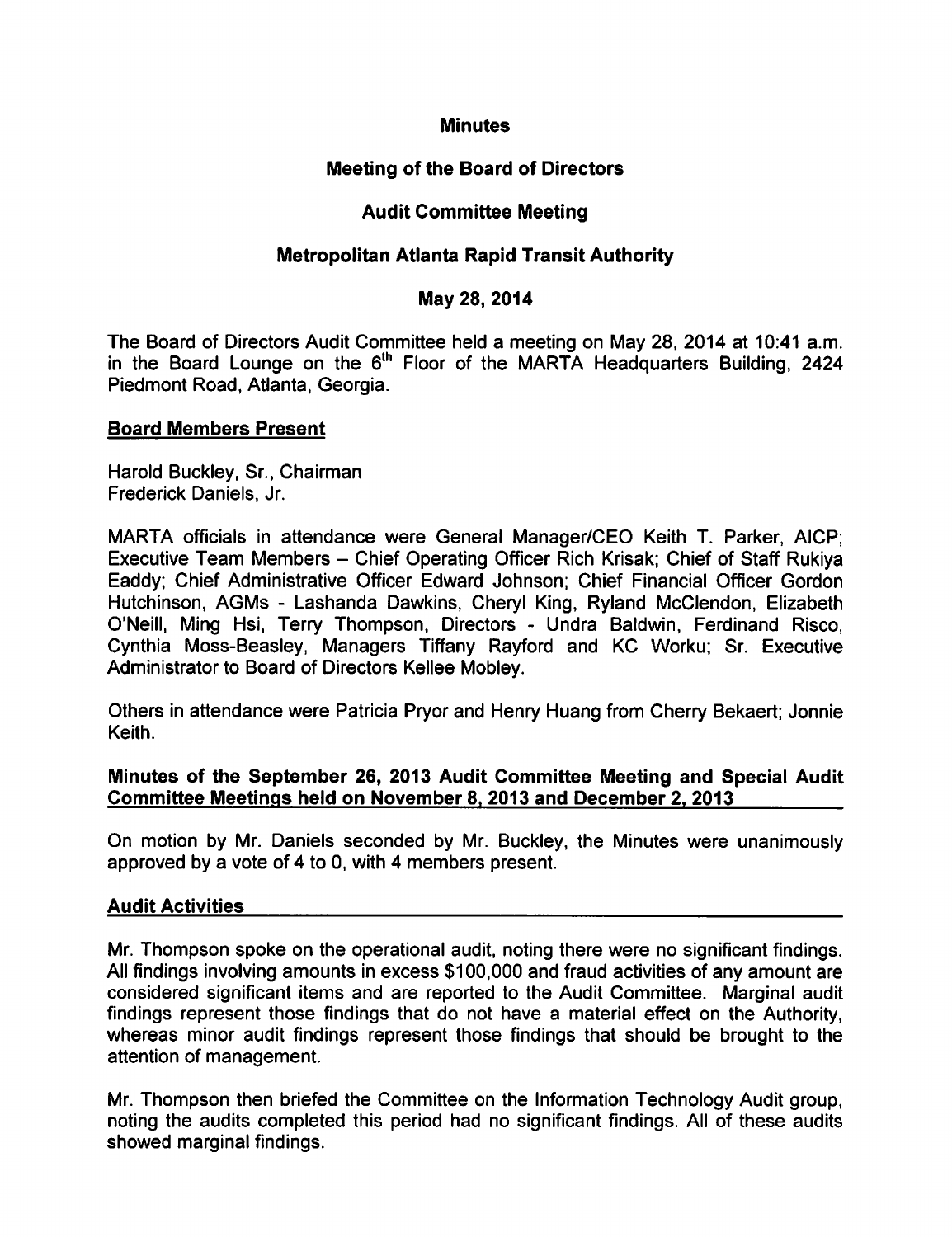# Minutes

## Meeting of the Board of Directors

## Audit Committee Meeting

## Metropolitan Atlanta Rapid Transit Authority

## May 28, 2014

The Board of Directors Audit Committee held a meeting on May 28, 2014 at 10:41 a.m. in the Board Lounge on the 6th Floor of the MARTA Headquarters Building, 2424 Piedmont Road, Atlanta, Georgia.

### Board Members Present

Harold Buckley, Sr., Chairman
Frederick Daniels, Jr.

MARTA officials in attendance were General Manager/CEO Keith T. Parker, AICP; Executive Team Members – Chief Operating Officer Rich Krisak; Chief of Staff Rukiya Eaddy; Chief Administrative Officer Edward Johnson; Chief Financial Officer Gordon Hutchinson, AGMs - Lashanda Dawkins, Cheryl King, Ryland McClendon, Elizabeth O'Neill, Ming Hsi, Terry Thompson, Directors - Undra Baldwin, Ferdinand Risco, Cynthia Moss-Beasley, Managers Tiffany Rayford and KC Worku; Sr. Executive Administrator to Board of Directors Kellee Mobley.

Others in attendance were Patricia Pryor and Henry Huang from Cherry Bekaert; Jonnie Keith.

### Minutes of the September 26, 2013 Audit Committee Meeting and Special Audit Committee Meetings held on November 8, 2013 and December 2, 2013

On motion by Mr. Daniels seconded by Mr. Buckley, the Minutes were unanimously approved by a vote of 4 to 0, with 4 members present.

### Audit Activities

Mr. Thompson spoke on the operational audit, noting there were no significant findings. All findings involving amounts in excess $100,000 and fraud activities of any amount are considered significant items and are reported to the Audit Committee. Marginal audit findings represent those findings that do not have a material effect on the Authority, whereas minor audit findings represent those findings that should be brought to the attention of management.

Mr. Thompson then briefed the Committee on the Information Technology Audit group, noting the audits completed this period had no significant findings. All of these audits showed marginal findings.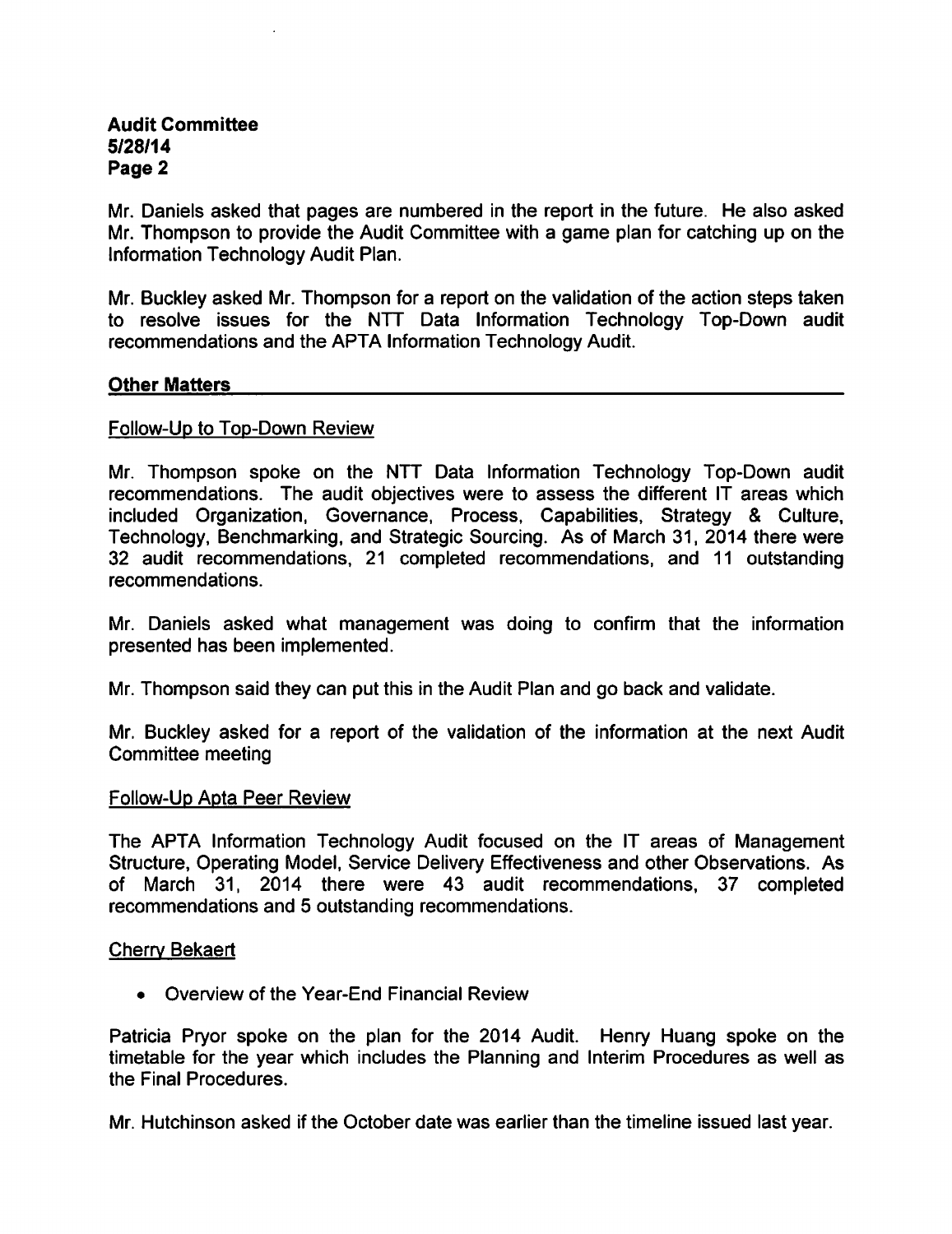Mr. Daniels asked that pages are numbered in the report in the future. He also asked Mr. Thompson to provide the Audit Committee with a game plan for catching up on the Information Technology Audit Plan.

Mr. Buckley asked Mr. Thompson for a report on the validation of the action steps taken to resolve issues for the NTT Data Information Technology Top-Down audit recommendations and the APTA Information Technology Audit.

## Other Matters

### Follow-Up to Top-Down Review

Mr. Thompson spoke on the NTT Data Information Technology Top-Down audit recommendations. The audit objectives were to assess the different IT areas which included Organization, Governance, Process, Capabilities, Strategy & Culture, Technology, Benchmarking, and Strategic Sourcing. As of March 31, 2014 there were 32 audit recommendations, 21 completed recommendations, and 11 outstanding recommendations.

Mr. Daniels asked what management was doing to confirm that the information presented has been implemented.

Mr. Thompson said they can put this in the Audit Plan and go back and validate.

Mr. Buckley asked for a report of the validation of the information at the next Audit Committee meeting

### Follow-Up Apta Peer Review

The APTA Information Technology Audit focused on the IT areas of Management Structure, Operating Model, Service Delivery Effectiveness and other Observations. As of March 31, 2014 there were 43 audit recommendations, 37 completed recommendations and 5 outstanding recommendations.

### Cherry Bekaert

- Overview of the Year-End Financial Review

Patricia Pryor spoke on the plan for the 2014 Audit. Henry Huang spoke on the timetable for the year which includes the Planning and Interim Procedures as well as the Final Procedures.

Mr. Hutchinson asked if the October date was earlier than the timeline issued last year.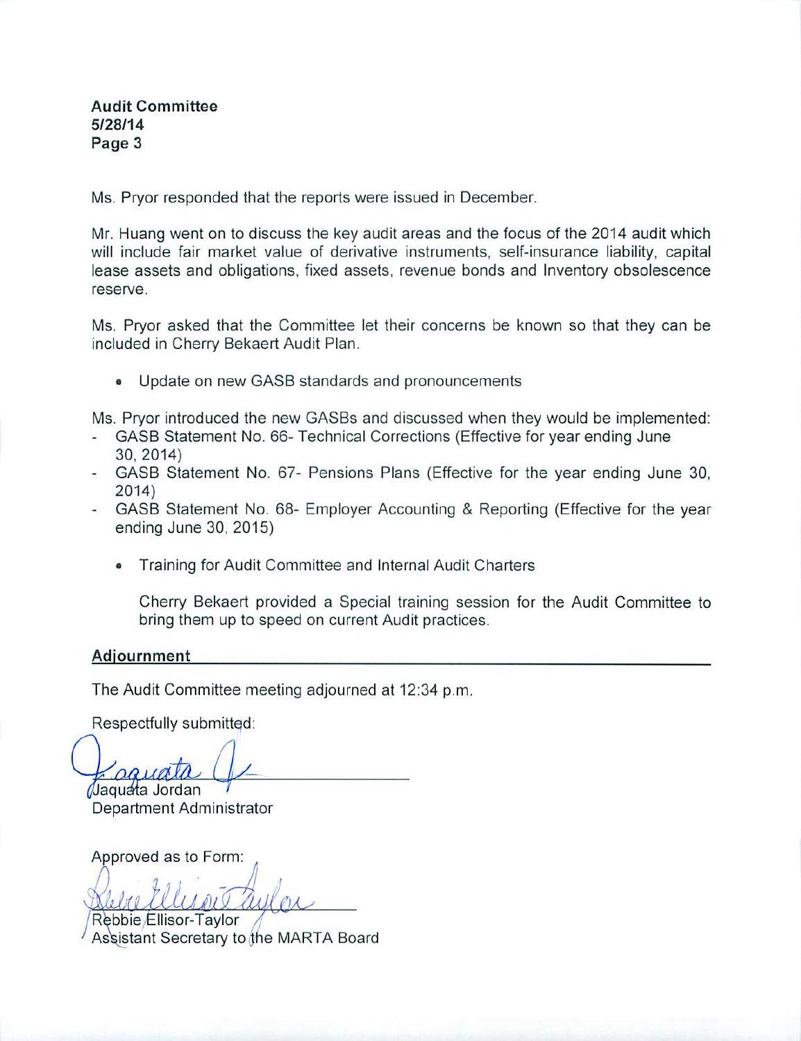Ms. Pryor responded that the reports were issued in December.

Mr. Huang went on to discuss the key audit areas and the focus of the 2014 audit which will include fair market value of derivative instruments, self-insurance liability, capital lease assets and obligations, fixed assets, revenue bonds and Inventory obsolescence reserve.

Ms. Pryor asked that the Committee let their concerns be known so that they can be included in Cherry Bekaert Audit Plan.

- Update on new GASB standards and pronouncements

Ms. Pryor introduced the new GASBs and discussed when they would be implemented:

- GASB Statement No. 66- Technical Corrections (Effective for year ending June 30, 2014)
- GASB Statement No. 67- Pensions Plans (Effective for the year ending June 30, 2014)
- GASB Statement No. 68- Employer Accounting & Reporting (Effective for the year ending June 30, 2015)

  - Training for Audit Committee and Internal Audit Charters

    Cherry Bekaert provided a Special training session for the Audit Committee to bring them up to speed on current Audit practices.

## Adjournment

The Audit Committee meeting adjourned at 12:34 p.m.

Respectfully submitted:

Jaquata Jordan
Department Administrator

Approved as to Form:

Rebbie Ellisor-Taylor
Assistant Secretary to the MARTA Board